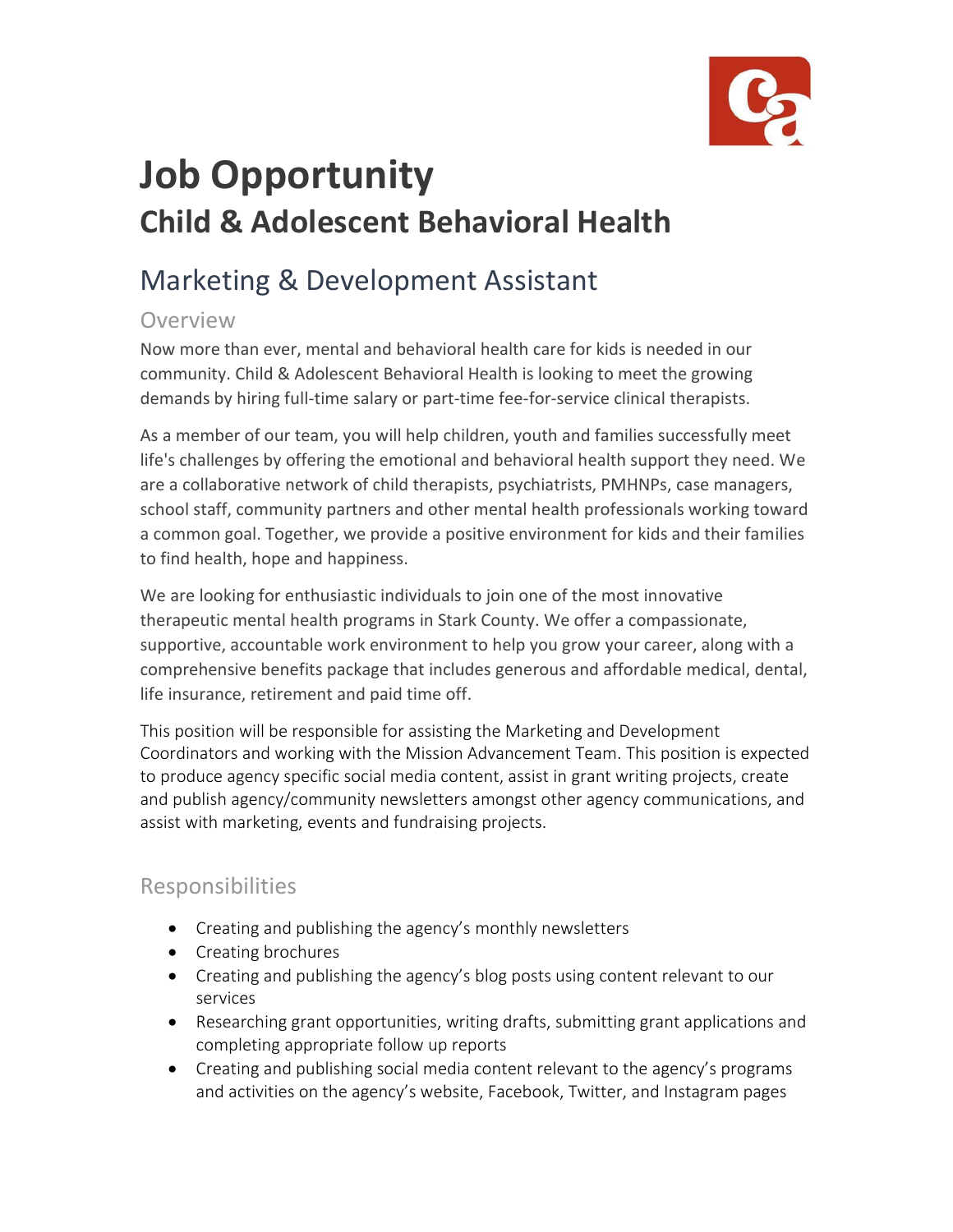# Job Opportunity

## Child & Adolescent Behavioral Health

## Marketing & Development Assistant

### Overview

Now more than ever, mental and behavioral health care for kids is needed in our community. Child & Adolescent Behavioral Health is looking to meet the growing demands by hiring full-time salary or part-time fee-for-service clinical therapists.

As a member of our team, you will help children, youth and families successfully meet life's challenges by offering the emotional and behavioral health support they need. We are a collaborative network of child therapists, psychiatrists, PMHNPs, case managers, school staff, community partners and other mental health professionals working toward a common goal. Together, we provide a positive environment for kids and their families to find health, hope and happiness.

We are looking for enthusiastic individuals to join one of the most innovative therapeutic mental health programs in Stark County. We offer a compassionate, supportive, accountable work environment to help you grow your career, along with a comprehensive benefits package that includes generous and affordable medical, dental, life insurance, retirement and paid time off.

This position will be responsible for assisting the Marketing and Development Coordinators and working with the Mission Advancement Team. This position is expected to produce agency specific social media content, assist in grant writing projects, create and publish agency/community newsletters amongst other agency communications, and assist with marketing, events and fundraising projects.

### Responsibilities

- Creating and publishing the agency's monthly newsletters
- Creating brochures
- Creating and publishing the agency's blog posts using content relevant to our services
- Researching grant opportunities, writing drafts, submitting grant applications and completing appropriate follow up reports
- Creating and publishing social media content relevant to the agency's programs and activities on the agency's website, Facebook, Twitter, and Instagram pages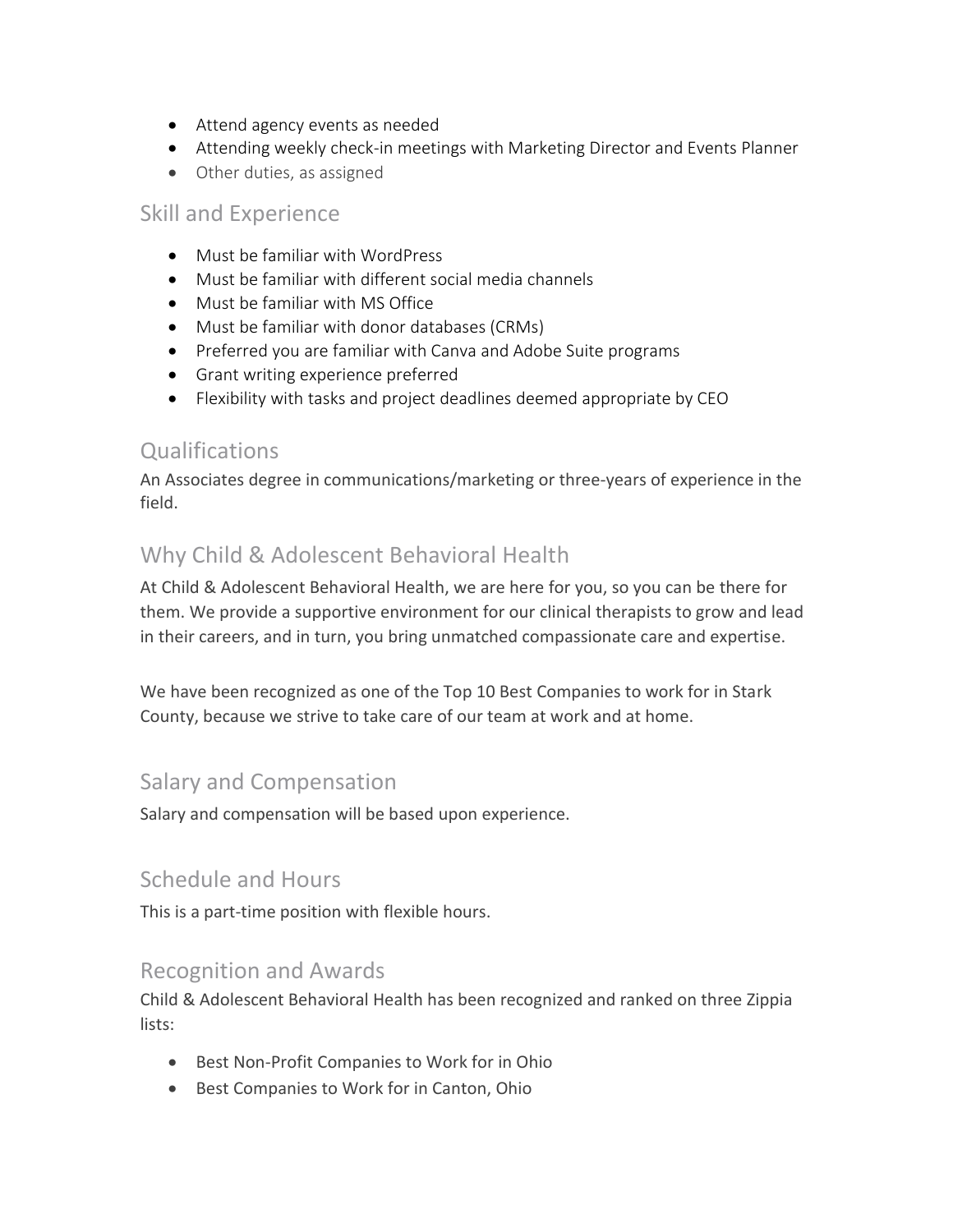- Attend agency events as needed
- Attending weekly check-in meetings with Marketing Director and Events Planner
- Other duties, as assigned

## Skill and Experience

- Must be familiar with WordPress
- Must be familiar with different social media channels
- Must be familiar with MS Office
- Must be familiar with donor databases (CRMs)
- Preferred you are familiar with Canva and Adobe Suite programs
- Grant writing experience preferred
- Flexibility with tasks and project deadlines deemed appropriate by CEO

## Qualifications

An Associates degree in communications/marketing or three-years of experience in the field.

## Why Child & Adolescent Behavioral Health

At Child & Adolescent Behavioral Health, we are here for you, so you can be there for them. We provide a supportive environment for our clinical therapists to grow and lead in their careers, and in turn, you bring unmatched compassionate care and expertise.

We have been recognized as one of the Top 10 Best Companies to work for in Stark County, because we strive to take care of our team at work and at home.

## Salary and Compensation

Salary and compensation will be based upon experience.

## Schedule and Hours

This is a part-time position with flexible hours.

## Recognition and Awards

Child & Adolescent Behavioral Health has been recognized and ranked on three Zippia lists:

- Best Non-Profit Companies to Work for in Ohio
- Best Companies to Work for in Canton, Ohio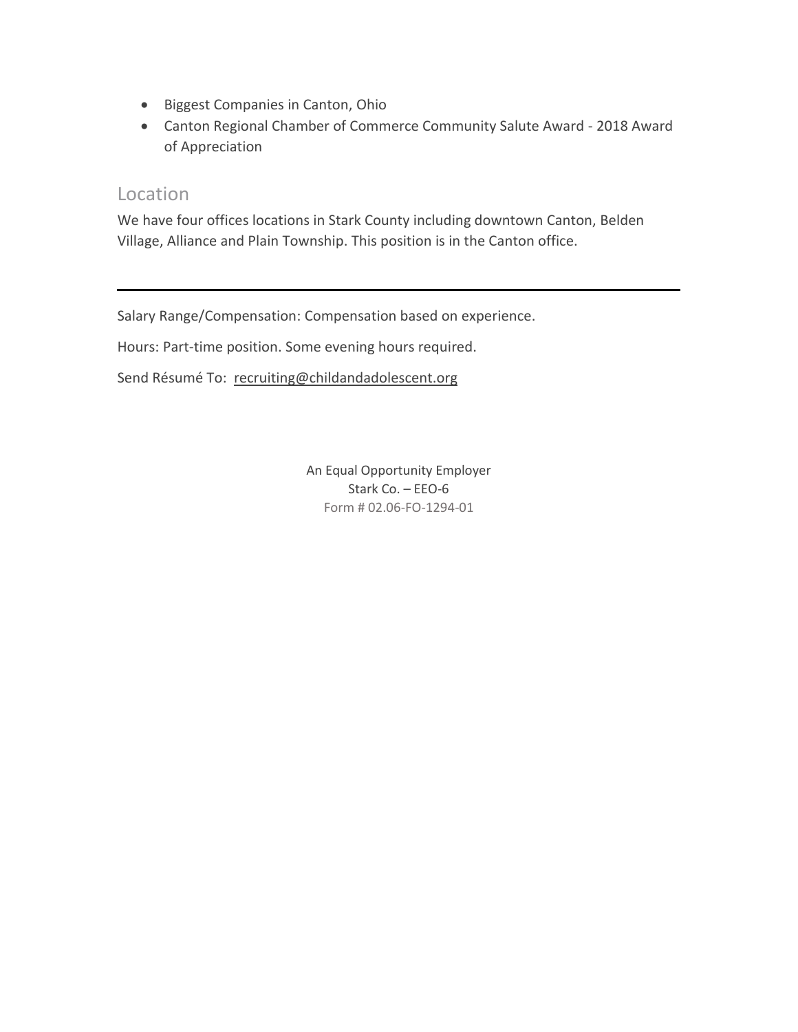- Biggest Companies in Canton, Ohio
- Canton Regional Chamber of Commerce Community Salute Award - 2018 Award of Appreciation

## Location

We have four offices locations in Stark County including downtown Canton, Belden Village, Alliance and Plain Township. This position is in the Canton office.

---

Salary Range/Compensation: Compensation based on experience.

Hours: Part-time position. Some evening hours required.

Send Résumé To: recruiting@childandadolescent.org

An Equal Opportunity Employer
Stark Co. – EEO-6
Form # 02.06-FO-1294-01